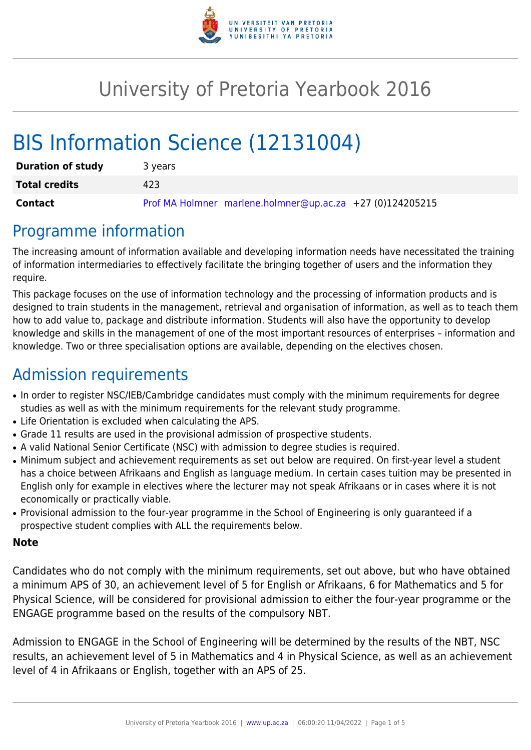# University of Pretoria Yearbook 2016

# BIS Information Science (12131004)

| | |
|---|---|
| **Duration of study** | 3 years |
| **Total credits** | 423 |
| **Contact** | Prof MA Holmner marlene.holmner@up.ac.za +27 (0)124205215 |

## Programme information

The increasing amount of information available and developing information needs have necessitated the training of information intermediaries to effectively facilitate the bringing together of users and the information they require.

This package focuses on the use of information technology and the processing of information products and is designed to train students in the management, retrieval and organisation of information, as well as to teach them how to add value to, package and distribute information. Students will also have the opportunity to develop knowledge and skills in the management of one of the most important resources of enterprises – information and knowledge. Two or three specialisation options are available, depending on the electives chosen.

## Admission requirements

- In order to register NSC/IEB/Cambridge candidates must comply with the minimum requirements for degree studies as well as with the minimum requirements for the relevant study programme.
- Life Orientation is excluded when calculating the APS.
- Grade 11 results are used in the provisional admission of prospective students.
- A valid National Senior Certificate (NSC) with admission to degree studies is required.
- Minimum subject and achievement requirements as set out below are required. On first-year level a student has a choice between Afrikaans and English as language medium. In certain cases tuition may be presented in English only for example in electives where the lecturer may not speak Afrikaans or in cases where it is not economically or practically viable.
- Provisional admission to the four-year programme in the School of Engineering is only guaranteed if a prospective student complies with ALL the requirements below.

**Note**

Candidates who do not comply with the minimum requirements, set out above, but who have obtained a minimum APS of 30, an achievement level of 5 for English or Afrikaans, 6 for Mathematics and 5 for Physical Science, will be considered for provisional admission to either the four-year programme or the ENGAGE programme based on the results of the compulsory NBT.

Admission to ENGAGE in the School of Engineering will be determined by the results of the NBT, NSC results, an achievement level of 5 in Mathematics and 4 in Physical Science, as well as an achievement level of 4 in Afrikaans or English, together with an APS of 25.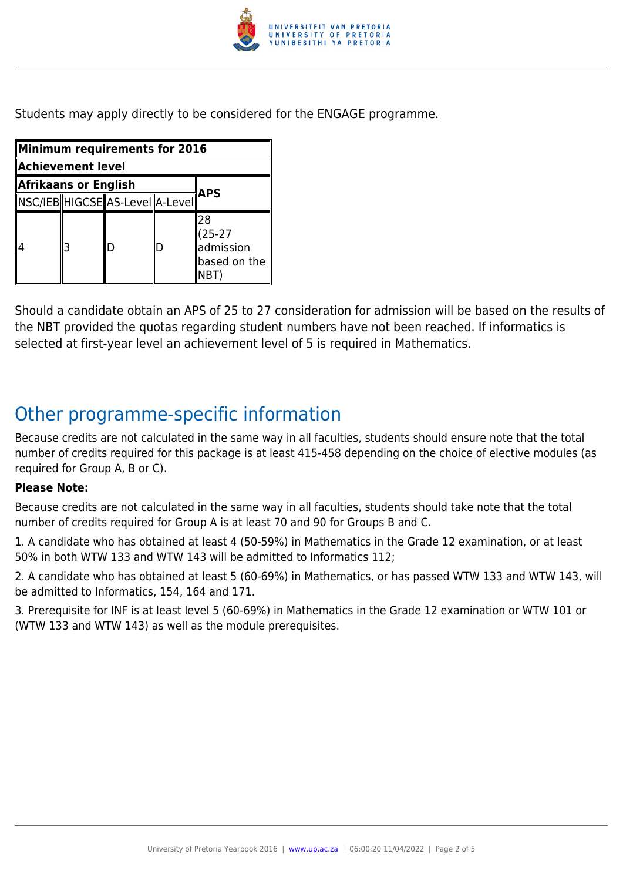Students may apply directly to be considered for the ENGAGE programme.

| Minimum requirements for 2016 | | | | |
|---|---|---|---|---|
| **Achievement level** | | | | |
| **Afrikaans or English** | | | | **APS** |
| NSC/IEB | HIGCSE | AS-Level | A-Level | |
| 4 | 3 | D | D | 28 (25-27 admission based on the NBT) |

Should a candidate obtain an APS of 25 to 27 consideration for admission will be based on the results of the NBT provided the quotas regarding student numbers have not been reached. If informatics is selected at first-year level an achievement level of 5 is required in Mathematics.

## Other programme-specific information

Because credits are not calculated in the same way in all faculties, students should ensure note that the total number of credits required for this package is at least 415-458 depending on the choice of elective modules (as required for Group A, B or C).

**Please Note:**

Because credits are not calculated in the same way in all faculties, students should take note that the total number of credits required for Group A is at least 70 and 90 for Groups B and C.

1. A candidate who has obtained at least 4 (50-59%) in Mathematics in the Grade 12 examination, or at least 50% in both WTW 133 and WTW 143 will be admitted to Informatics 112;

2. A candidate who has obtained at least 5 (60-69%) in Mathematics, or has passed WTW 133 and WTW 143, will be admitted to Informatics, 154, 164 and 171.

3. Prerequisite for INF is at least level 5 (60-69%) in Mathematics in the Grade 12 examination or WTW 101 or (WTW 133 and WTW 143) as well as the module prerequisites.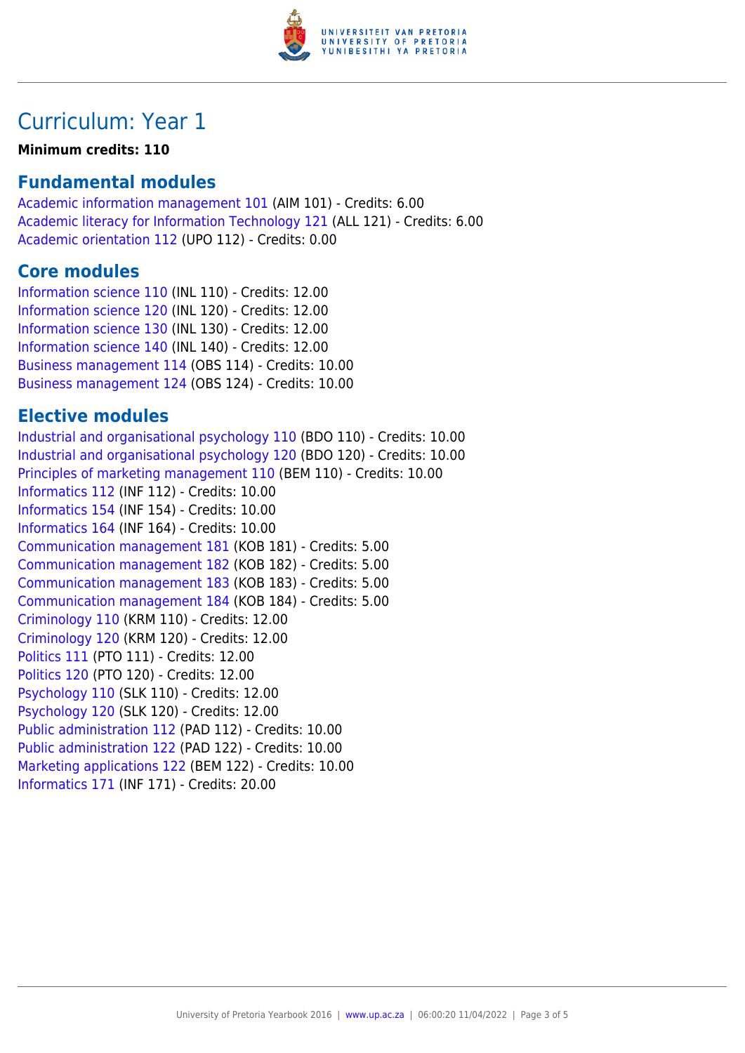# Curriculum: Year 1

**Minimum credits: 110**

## Fundamental modules

Academic information management 101 (AIM 101) - Credits: 6.00
Academic literacy for Information Technology 121 (ALL 121) - Credits: 6.00
Academic orientation 112 (UPO 112) - Credits: 0.00

## Core modules

Information science 110 (INL 110) - Credits: 12.00
Information science 120 (INL 120) - Credits: 12.00
Information science 130 (INL 130) - Credits: 12.00
Information science 140 (INL 140) - Credits: 12.00
Business management 114 (OBS 114) - Credits: 10.00
Business management 124 (OBS 124) - Credits: 10.00

## Elective modules

Industrial and organisational psychology 110 (BDO 110) - Credits: 10.00
Industrial and organisational psychology 120 (BDO 120) - Credits: 10.00
Principles of marketing management 110 (BEM 110) - Credits: 10.00
Informatics 112 (INF 112) - Credits: 10.00
Informatics 154 (INF 154) - Credits: 10.00
Informatics 164 (INF 164) - Credits: 10.00
Communication management 181 (KOB 181) - Credits: 5.00
Communication management 182 (KOB 182) - Credits: 5.00
Communication management 183 (KOB 183) - Credits: 5.00
Communication management 184 (KOB 184) - Credits: 5.00
Criminology 110 (KRM 110) - Credits: 12.00
Criminology 120 (KRM 120) - Credits: 12.00
Politics 111 (PTO 111) - Credits: 12.00
Politics 120 (PTO 120) - Credits: 12.00
Psychology 110 (SLK 110) - Credits: 12.00
Psychology 120 (SLK 120) - Credits: 12.00
Public administration 112 (PAD 112) - Credits: 10.00
Public administration 122 (PAD 122) - Credits: 10.00
Marketing applications 122 (BEM 122) - Credits: 10.00
Informatics 171 (INF 171) - Credits: 20.00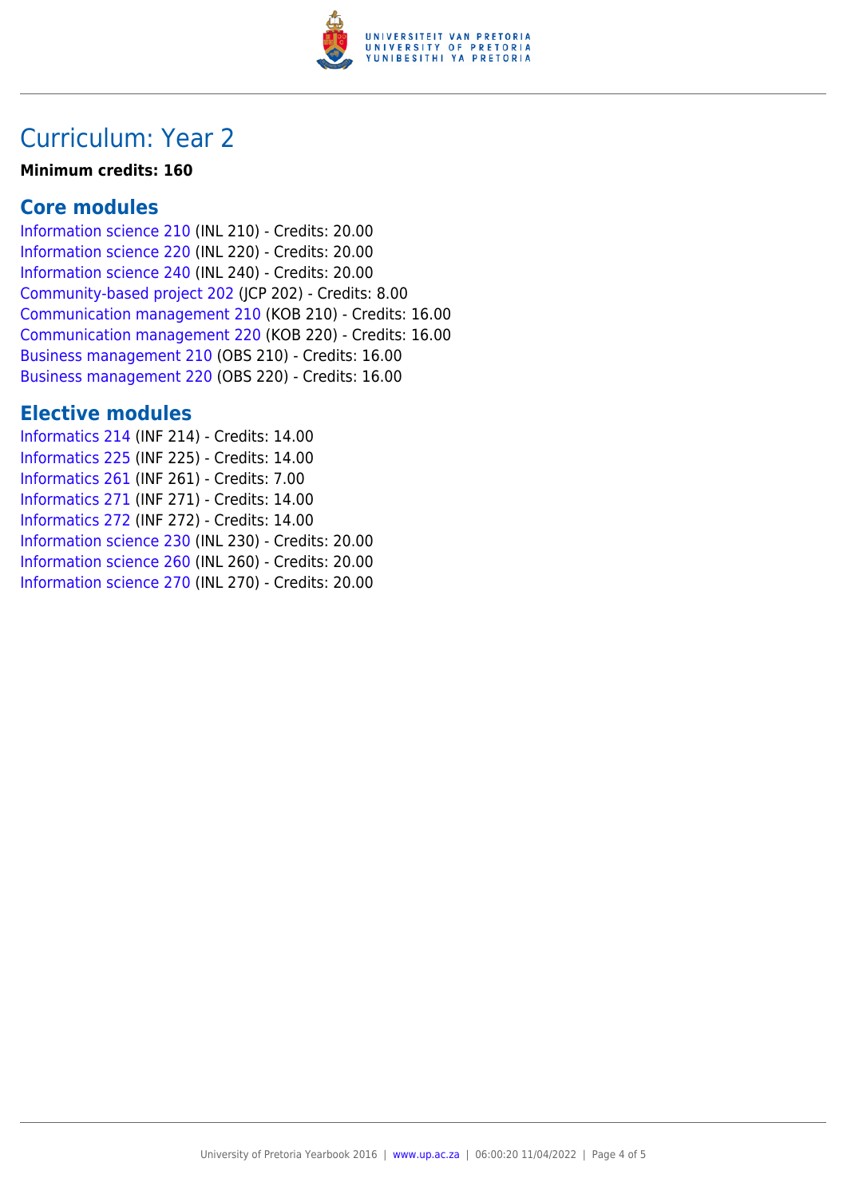# Curriculum: Year 2

**Minimum credits: 160**

## Core modules

Information science 210 (INL 210) - Credits: 20.00
Information science 220 (INL 220) - Credits: 20.00
Information science 240 (INL 240) - Credits: 20.00
Community-based project 202 (JCP 202) - Credits: 8.00
Communication management 210 (KOB 210) - Credits: 16.00
Communication management 220 (KOB 220) - Credits: 16.00
Business management 210 (OBS 210) - Credits: 16.00
Business management 220 (OBS 220) - Credits: 16.00

## Elective modules

Informatics 214 (INF 214) - Credits: 14.00
Informatics 225 (INF 225) - Credits: 14.00
Informatics 261 (INF 261) - Credits: 7.00
Informatics 271 (INF 271) - Credits: 14.00
Informatics 272 (INF 272) - Credits: 14.00
Information science 230 (INL 230) - Credits: 20.00
Information science 260 (INL 260) - Credits: 20.00
Information science 270 (INL 270) - Credits: 20.00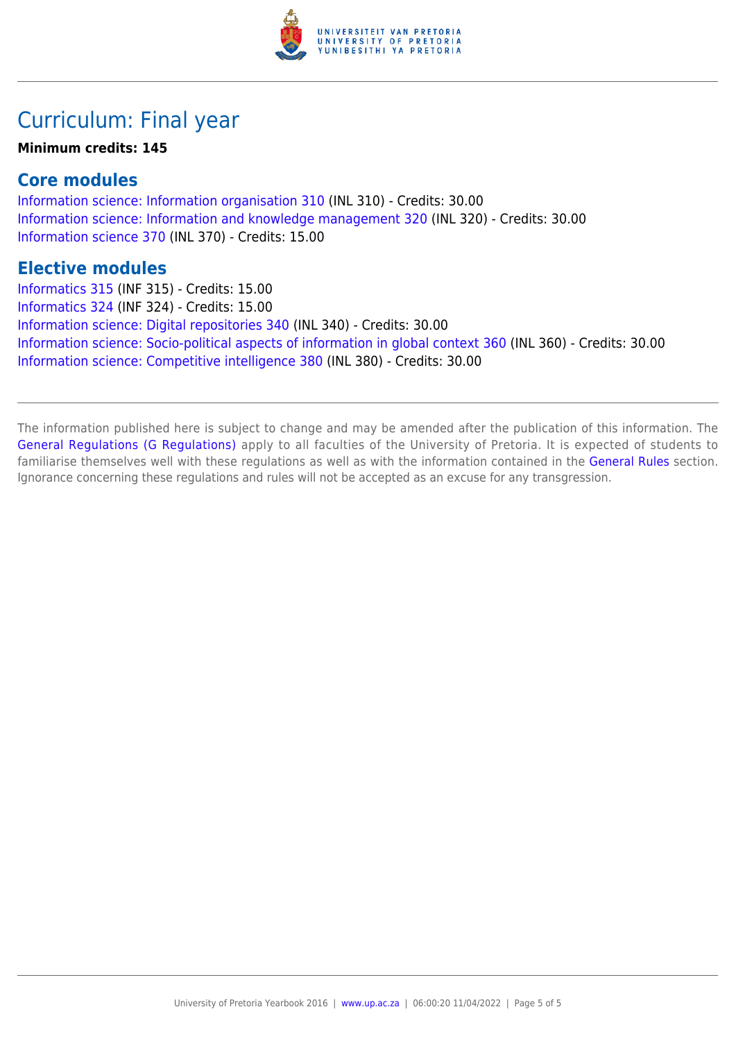# Curriculum: Final year

**Minimum credits: 145**

## Core modules

Information science: Information organisation 310 (INL 310) - Credits: 30.00
Information science: Information and knowledge management 320 (INL 320) - Credits: 30.00
Information science 370 (INL 370) - Credits: 15.00

## Elective modules

Informatics 315 (INF 315) - Credits: 15.00
Informatics 324 (INF 324) - Credits: 15.00
Information science: Digital repositories 340 (INL 340) - Credits: 30.00
Information science: Socio-political aspects of information in global context 360 (INL 360) - Credits: 30.00
Information science: Competitive intelligence 380 (INL 380) - Credits: 30.00

The information published here is subject to change and may be amended after the publication of this information. The General Regulations (G Regulations) apply to all faculties of the University of Pretoria. It is expected of students to familiarise themselves well with these regulations as well as with the information contained in the General Rules section. Ignorance concerning these regulations and rules will not be accepted as an excuse for any transgression.